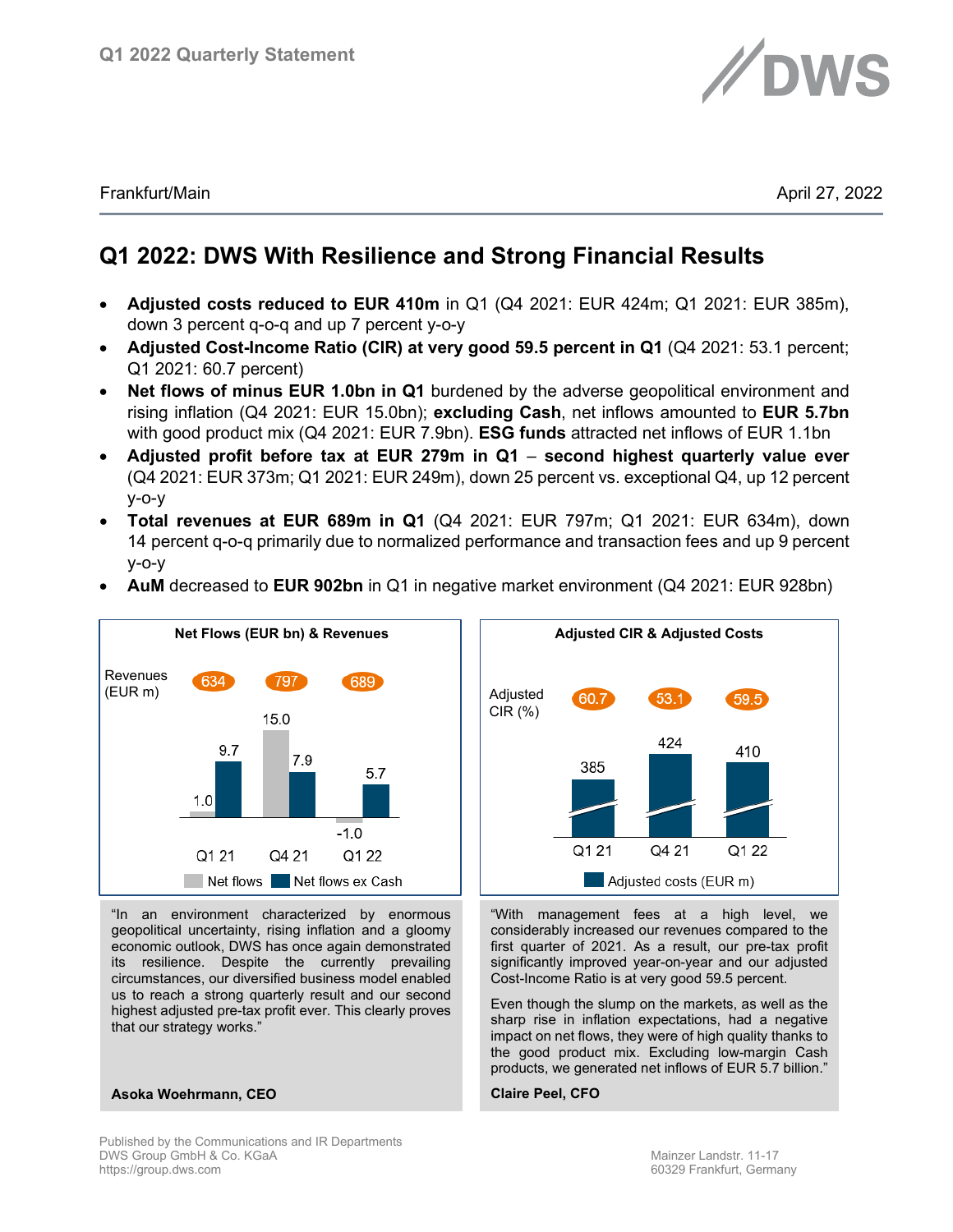Frankfurt/Main | April 27, 2022

# Q1 2022: DWS With Resilience and Strong Financial Results

- **Adjusted costs reduced to EUR 410m** in Q1 (Q4 2021: EUR 424m; Q1 2021: EUR 385m), down 3 percent q-o-q and up 7 percent y-o-y
- **Adjusted Cost-Income Ratio (CIR) at very good 59.5 percent in Q1** (Q4 2021: 53.1 percent; Q1 2021: 60.7 percent)
- **Net flows of minus EUR 1.0bn in Q1** burdened by the adverse geopolitical environment and rising inflation (Q4 2021: EUR 15.0bn); **excluding Cash**, net inflows amounted to **EUR 5.7bn** with good product mix (Q4 2021: EUR 7.9bn). **ESG funds** attracted net inflows of EUR 1.1bn
- **Adjusted profit before tax at EUR 279m in Q1 – second highest quarterly value ever** (Q4 2021: EUR 373m; Q1 2021: EUR 249m), down 25 percent vs. exceptional Q4, up 12 percent y-o-y
- **Total revenues at EUR 689m in Q1** (Q4 2021: EUR 797m; Q1 2021: EUR 634m), down 14 percent q-o-q primarily due to normalized performance and transaction fees and up 9 percent y-o-y
- **AuM** decreased to **EUR 902bn** in Q1 in negative market environment (Q4 2021: EUR 928bn)

**Net Flows (EUR bn) & Revenues**

| | Q1 21 | Q4 21 | Q1 22 |
|---|---|---|---|
| Revenues (EUR m) | 634 | 797 | 689 |
| Net flows | 1.0 | 15.0 | -1.0 |
| Net flows ex Cash | 9.7 | 7.9 | 5.7 |

**Adjusted CIR & Adjusted Costs**

| | Q1 21 | Q4 21 | Q1 22 |
|---|---|---|---|
| Adjusted CIR (%) | 60.7 | 53.1 | 59.5 |
| Adjusted costs (EUR m) | 385 | 424 | 410 |

"In an environment characterized by enormous geopolitical uncertainty, rising inflation and a gloomy economic outlook, DWS has once again demonstrated its resilience. Despite the currently prevailing circumstances, our diversified business model enabled us to reach a strong quarterly result and our second highest adjusted pre-tax profit ever. This clearly proves that our strategy works."

**Asoka Woehrmann, CEO**

"With management fees at a high level, we considerably increased our revenues compared to the first quarter of 2021. As a result, our pre-tax profit significantly improved year-on-year and our adjusted Cost-Income Ratio is at very good 59.5 percent.

Even though the slump on the markets, as well as the sharp rise in inflation expectations, had a negative impact on net flows, they were of high quality thanks to the good product mix. Excluding low-margin Cash products, we generated net inflows of EUR 5.7 billion."

**Claire Peel, CFO**

Published by the Communications and IR Departments
DWS Group GmbH & Co. KGaA
https://group.dws.com

Mainzer Landstr. 11-17
60329 Frankfurt, Germany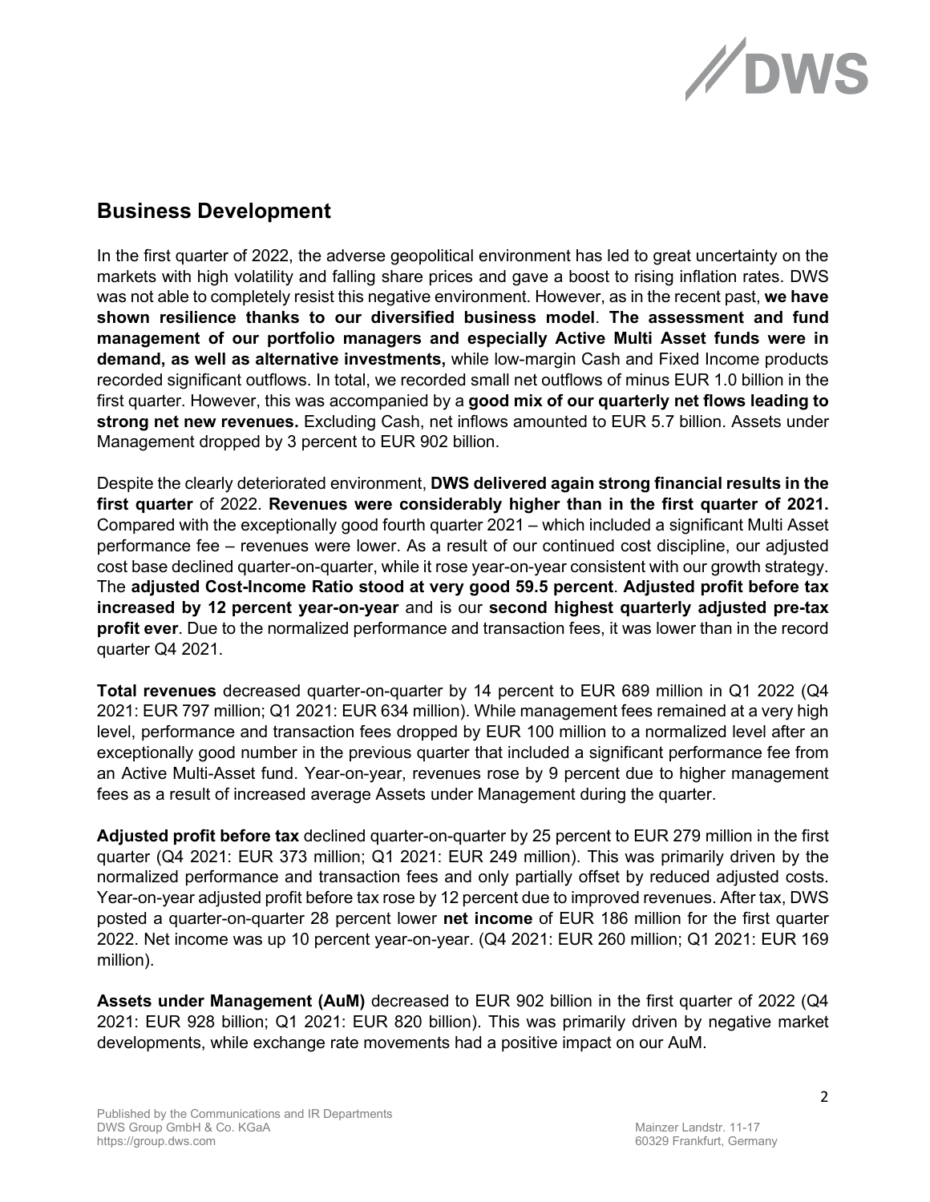## Business Development

In the first quarter of 2022, the adverse geopolitical environment has led to great uncertainty on the markets with high volatility and falling share prices and gave a boost to rising inflation rates. DWS was not able to completely resist this negative environment. However, as in the recent past, **we have shown resilience thanks to our diversified business model**. **The assessment and fund management of our portfolio managers and especially Active Multi Asset funds were in demand, as well as alternative investments,** while low-margin Cash and Fixed Income products recorded significant outflows. In total, we recorded small net outflows of minus EUR 1.0 billion in the first quarter. However, this was accompanied by a **good mix of our quarterly net flows leading to strong net new revenues.** Excluding Cash, net inflows amounted to EUR 5.7 billion. Assets under Management dropped by 3 percent to EUR 902 billion.

Despite the clearly deteriorated environment, **DWS delivered again strong financial results in the first quarter** of 2022. **Revenues were considerably higher than in the first quarter of 2021.** Compared with the exceptionally good fourth quarter 2021 – which included a significant Multi Asset performance fee – revenues were lower. As a result of our continued cost discipline, our adjusted cost base declined quarter-on-quarter, while it rose year-on-year consistent with our growth strategy. The **adjusted Cost-Income Ratio stood at very good 59.5 percent**. **Adjusted profit before tax increased by 12 percent year-on-year** and is our **second highest quarterly adjusted pre-tax profit ever**. Due to the normalized performance and transaction fees, it was lower than in the record quarter Q4 2021.

**Total revenues** decreased quarter-on-quarter by 14 percent to EUR 689 million in Q1 2022 (Q4 2021: EUR 797 million; Q1 2021: EUR 634 million). While management fees remained at a very high level, performance and transaction fees dropped by EUR 100 million to a normalized level after an exceptionally good number in the previous quarter that included a significant performance fee from an Active Multi-Asset fund. Year-on-year, revenues rose by 9 percent due to higher management fees as a result of increased average Assets under Management during the quarter.

**Adjusted profit before tax** declined quarter-on-quarter by 25 percent to EUR 279 million in the first quarter (Q4 2021: EUR 373 million; Q1 2021: EUR 249 million). This was primarily driven by the normalized performance and transaction fees and only partially offset by reduced adjusted costs. Year-on-year adjusted profit before tax rose by 12 percent due to improved revenues. After tax, DWS posted a quarter-on-quarter 28 percent lower **net income** of EUR 186 million for the first quarter 2022. Net income was up 10 percent year-on-year. (Q4 2021: EUR 260 million; Q1 2021: EUR 169 million).

**Assets under Management (AuM)** decreased to EUR 902 billion in the first quarter of 2022 (Q4 2021: EUR 928 billion; Q1 2021: EUR 820 billion). This was primarily driven by negative market developments, while exchange rate movements had a positive impact on our AuM.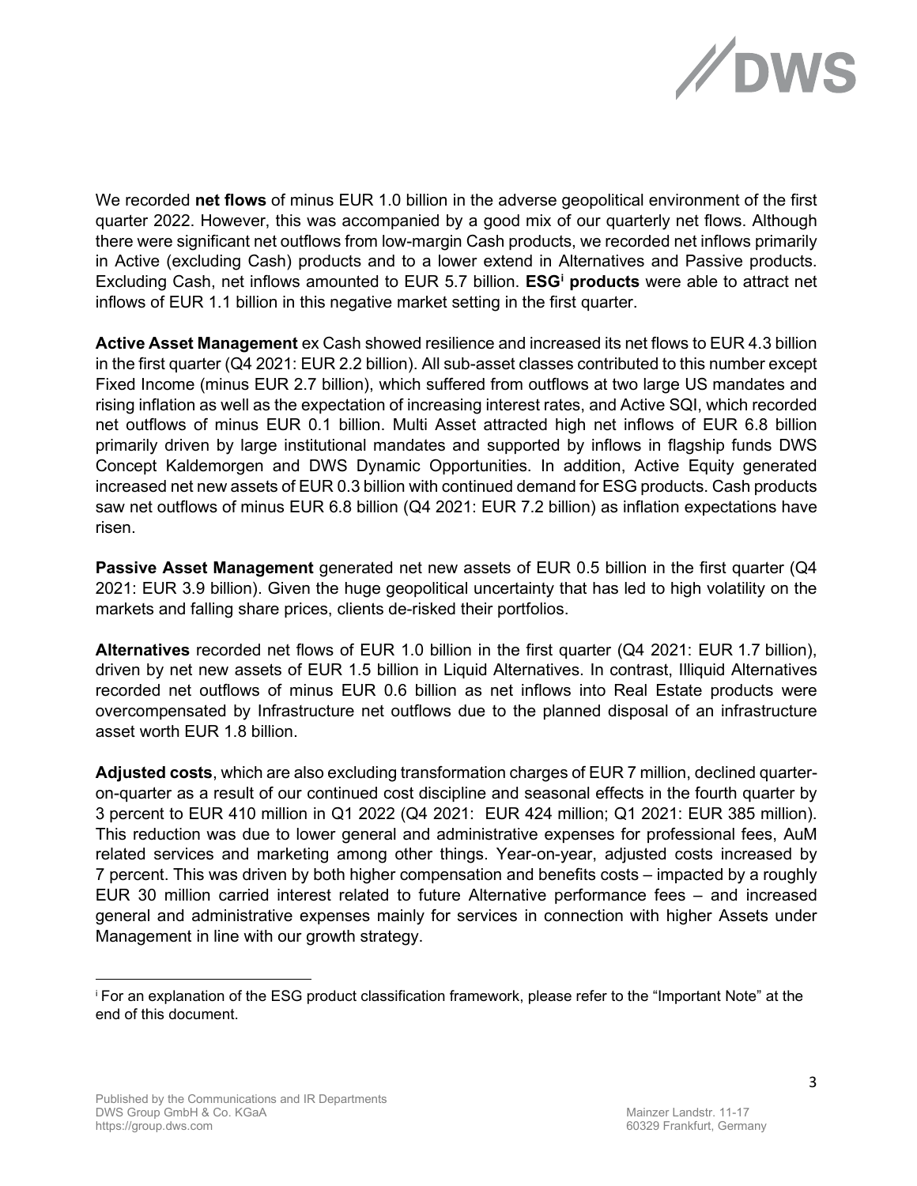We recorded **net flows** of minus EUR 1.0 billion in the adverse geopolitical environment of the first quarter 2022. However, this was accompanied by a good mix of our quarterly net flows. Although there were significant net outflows from low-margin Cash products, we recorded net inflows primarily in Active (excluding Cash) products and to a lower extend in Alternatives and Passive products. Excluding Cash, net inflows amounted to EUR 5.7 billion. **ESG[i] products** were able to attract net inflows of EUR 1.1 billion in this negative market setting in the first quarter.

**Active Asset Management** ex Cash showed resilience and increased its net flows to EUR 4.3 billion in the first quarter (Q4 2021: EUR 2.2 billion). All sub-asset classes contributed to this number except Fixed Income (minus EUR 2.7 billion), which suffered from outflows at two large US mandates and rising inflation as well as the expectation of increasing interest rates, and Active SQI, which recorded net outflows of minus EUR 0.1 billion. Multi Asset attracted high net inflows of EUR 6.8 billion primarily driven by large institutional mandates and supported by inflows in flagship funds DWS Concept Kaldemorgen and DWS Dynamic Opportunities. In addition, Active Equity generated increased net new assets of EUR 0.3 billion with continued demand for ESG products. Cash products saw net outflows of minus EUR 6.8 billion (Q4 2021: EUR 7.2 billion) as inflation expectations have risen.

**Passive Asset Management** generated net new assets of EUR 0.5 billion in the first quarter (Q4 2021: EUR 3.9 billion). Given the huge geopolitical uncertainty that has led to high volatility on the markets and falling share prices, clients de-risked their portfolios.

**Alternatives** recorded net flows of EUR 1.0 billion in the first quarter (Q4 2021: EUR 1.7 billion), driven by net new assets of EUR 1.5 billion in Liquid Alternatives. In contrast, Illiquid Alternatives recorded net outflows of minus EUR 0.6 billion as net inflows into Real Estate products were overcompensated by Infrastructure net outflows due to the planned disposal of an infrastructure asset worth EUR 1.8 billion.

**Adjusted costs**, which are also excluding transformation charges of EUR 7 million, declined quarter-on-quarter as a result of our continued cost discipline and seasonal effects in the fourth quarter by 3 percent to EUR 410 million in Q1 2022 (Q4 2021: EUR 424 million; Q1 2021: EUR 385 million). This reduction was due to lower general and administrative expenses for professional fees, AuM related services and marketing among other things. Year-on-year, adjusted costs increased by 7 percent. This was driven by both higher compensation and benefits costs – impacted by a roughly EUR 30 million carried interest related to future Alternative performance fees – and increased general and administrative expenses mainly for services in connection with higher Assets under Management in line with our growth strategy.

[i] For an explanation of the ESG product classification framework, please refer to the "Important Note" at the end of this document.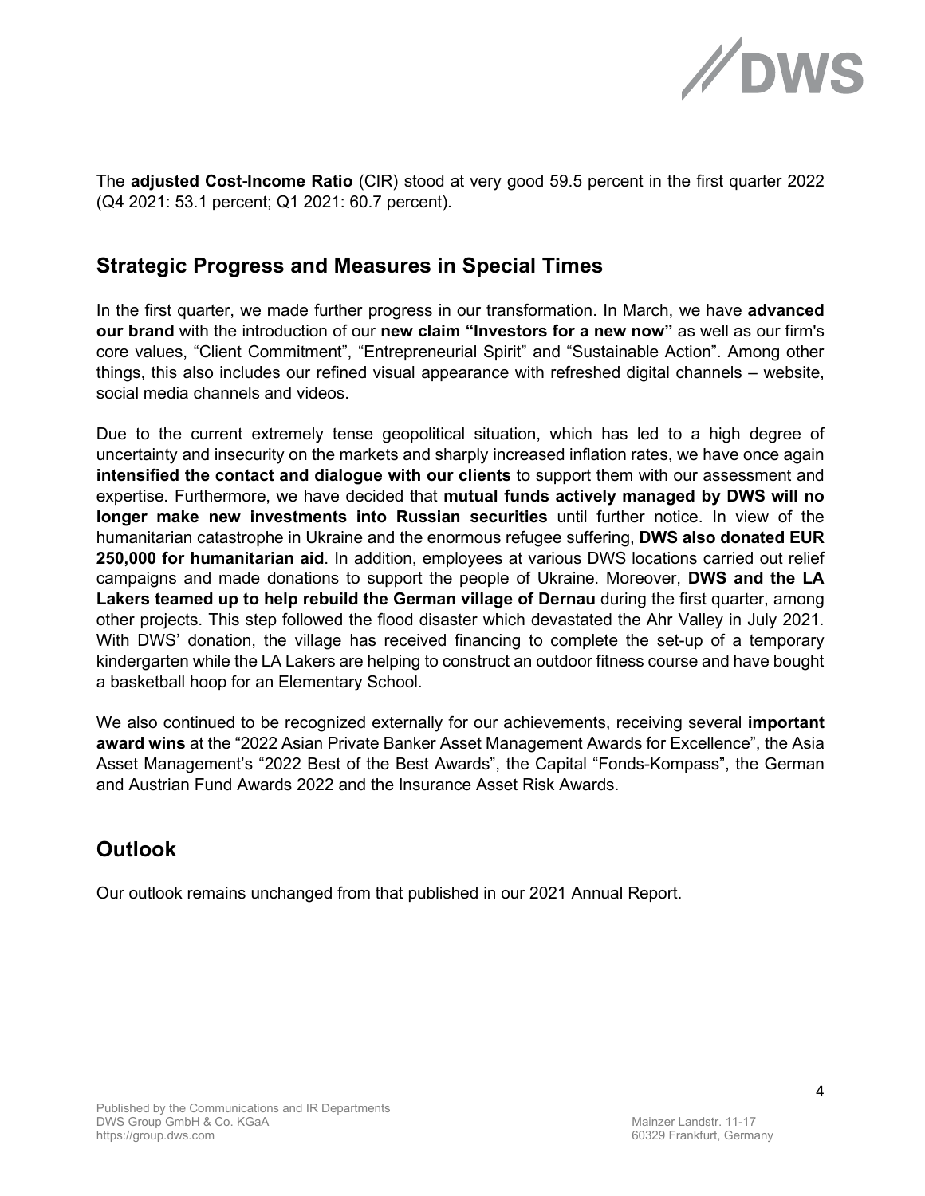The **adjusted Cost-Income Ratio** (CIR) stood at very good 59.5 percent in the first quarter 2022 (Q4 2021: 53.1 percent; Q1 2021: 60.7 percent).

## Strategic Progress and Measures in Special Times

In the first quarter, we made further progress in our transformation. In March, we have **advanced our brand** with the introduction of our **new claim "Investors for a new now"** as well as our firm's core values, "Client Commitment", "Entrepreneurial Spirit" and "Sustainable Action". Among other things, this also includes our refined visual appearance with refreshed digital channels – website, social media channels and videos.

Due to the current extremely tense geopolitical situation, which has led to a high degree of uncertainty and insecurity on the markets and sharply increased inflation rates, we have once again **intensified the contact and dialogue with our clients** to support them with our assessment and expertise. Furthermore, we have decided that **mutual funds actively managed by DWS will no longer make new investments into Russian securities** until further notice. In view of the humanitarian catastrophe in Ukraine and the enormous refugee suffering, **DWS also donated EUR 250,000 for humanitarian aid**. In addition, employees at various DWS locations carried out relief campaigns and made donations to support the people of Ukraine. Moreover, **DWS and the LA Lakers teamed up to help rebuild the German village of Dernau** during the first quarter, among other projects. This step followed the flood disaster which devastated the Ahr Valley in July 2021. With DWS' donation, the village has received financing to complete the set-up of a temporary kindergarten while the LA Lakers are helping to construct an outdoor fitness course and have bought a basketball hoop for an Elementary School.

We also continued to be recognized externally for our achievements, receiving several **important award wins** at the "2022 Asian Private Banker Asset Management Awards for Excellence", the Asia Asset Management's "2022 Best of the Best Awards", the Capital "Fonds-Kompass", the German and Austrian Fund Awards 2022 and the Insurance Asset Risk Awards.

## Outlook

Our outlook remains unchanged from that published in our 2021 Annual Report.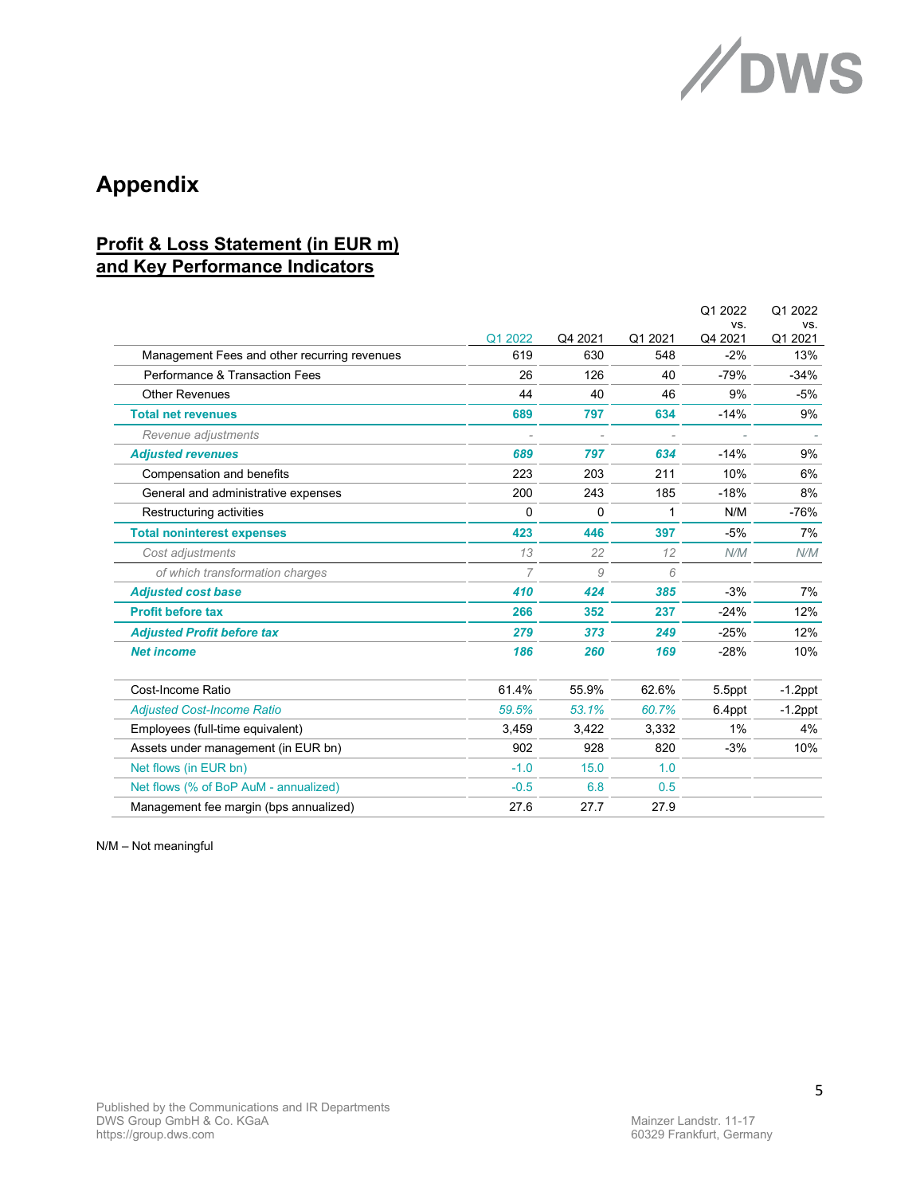# Appendix

## Profit & Loss Statement (in EUR m) and Key Performance Indicators

| | Q1 2022 | Q4 2021 | Q1 2021 | Q1 2022 vs. Q4 2021 | Q1 2022 vs. Q1 2021 |
|---|---|---|---|---|---|
| Management Fees and other recurring revenues | 619 | 630 | 548 | -2% | 13% |
| Performance & Transaction Fees | 26 | 126 | 40 | -79% | -34% |
| Other Revenues | 44 | 40 | 46 | 9% | -5% |
| **Total net revenues** | **689** | **797** | **634** | -14% | 9% |
| *Revenue adjustments* | - | - | - | - | - |
| ***Adjusted revenues*** | ***689*** | ***797*** | ***634*** | -14% | 9% |
| Compensation and benefits | 223 | 203 | 211 | 10% | 6% |
| General and administrative expenses | 200 | 243 | 185 | -18% | 8% |
| Restructuring activities | 0 | 0 | 1 | N/M | -76% |
| **Total noninterest expenses** | **423** | **446** | **397** | -5% | 7% |
| *Cost adjustments* | *13* | *22* | *12* | *N/M* | *N/M* |
| *of which transformation charges* | *7* | *9* | *6* | | |
| ***Adjusted cost base*** | ***410*** | ***424*** | ***385*** | -3% | 7% |
| **Profit before tax** | **266** | **352** | **237** | -24% | 12% |
| ***Adjusted Profit before tax*** | ***279*** | ***373*** | ***249*** | -25% | 12% |
| ***Net income*** | ***186*** | ***260*** | ***169*** | -28% | 10% |
| Cost-Income Ratio | 61.4% | 55.9% | 62.6% | 5.5ppt | -1.2ppt |
| *Adjusted Cost-Income Ratio* | *59.5%* | *53.1%* | *60.7%* | 6.4ppt | -1.2ppt |
| Employees (full-time equivalent) | 3,459 | 3,422 | 3,332 | 1% | 4% |
| Assets under management (in EUR bn) | 902 | 928 | 820 | -3% | 10% |
| Net flows (in EUR bn) | -1.0 | 15.0 | 1.0 | | |
| Net flows (% of BoP AuM - annualized) | -0.5 | 6.8 | 0.5 | | |
| Management fee margin (bps annualized) | 27.6 | 27.7 | 27.9 | | |

N/M – Not meaningful

Published by the Communications and IR Departments
DWS Group GmbH & Co. KGaA
https://group.dws.com

Mainzer Landstr. 11-17
60329 Frankfurt, Germany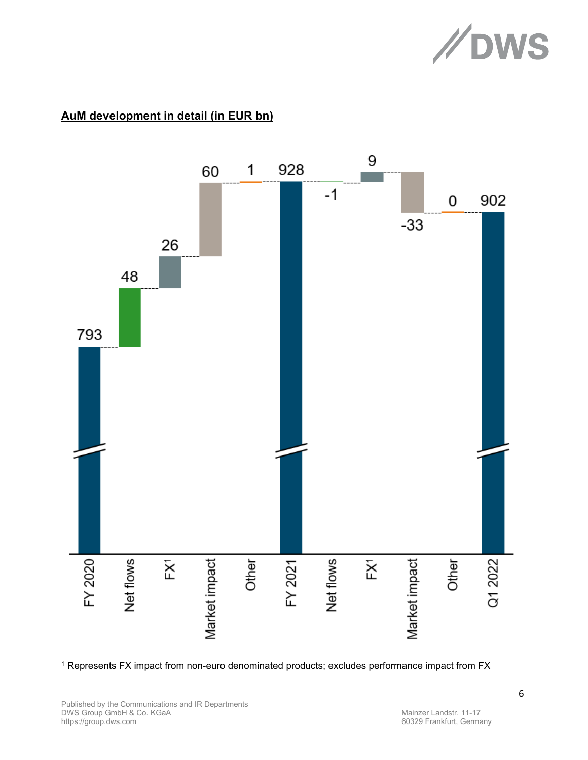**AuM development in detail (in EUR bn)**

| | FY 2020 | Net flows | FX[1] | Market impact | Other | FY 2021 | Net flows | FX[1] | Market impact | Other | Q1 2022 |
|---|---|---|---|---|---|---|---|---|---|---|---|
| EUR bn | 793 | 48 | 26 | 60 | 1 | 928 | -1 | 9 | -33 | 0 | 902 |

[1] Represents FX impact from non-euro denominated products; excludes performance impact from FX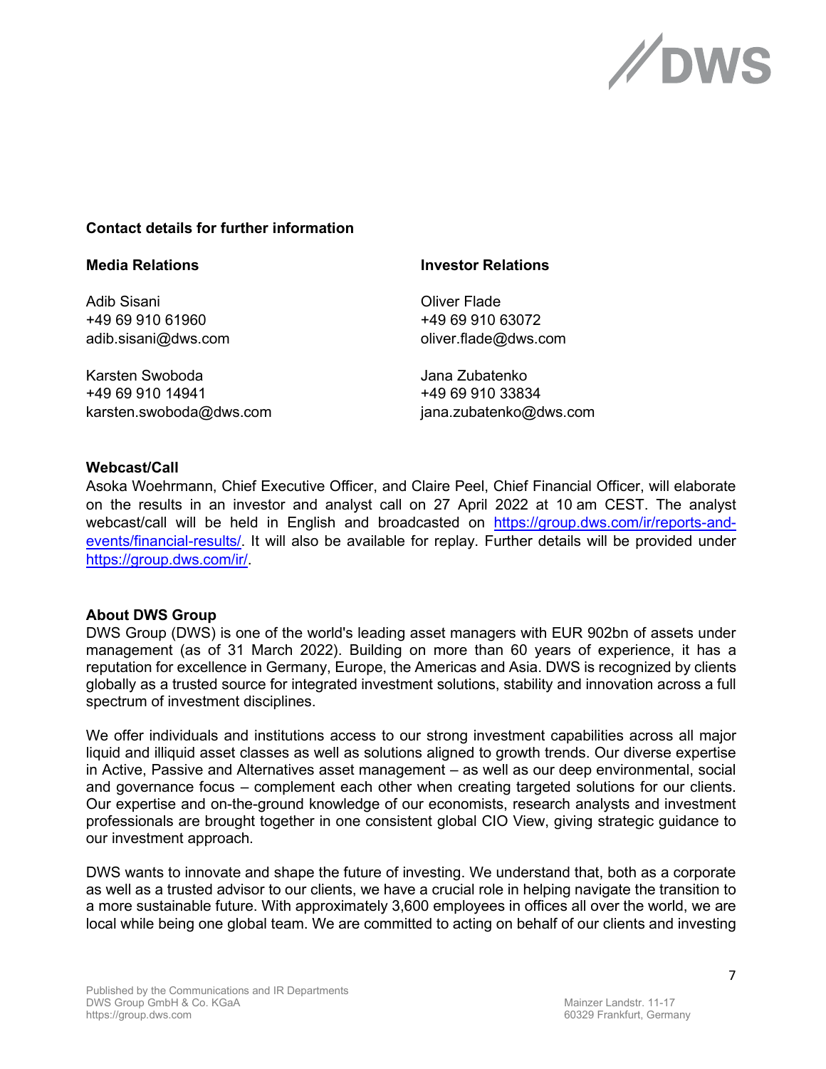**Contact details for further information**

**Media Relations**

Adib Sisani
+49 69 910 61960
adib.sisani@dws.com

Karsten Swoboda
+49 69 910 14941
karsten.swoboda@dws.com

**Investor Relations**

Oliver Flade
+49 69 910 63072
oliver.flade@dws.com

Jana Zubatenko
+49 69 910 33834
jana.zubatenko@dws.com

**Webcast/Call**

Asoka Woehrmann, Chief Executive Officer, and Claire Peel, Chief Financial Officer, will elaborate on the results in an investor and analyst call on 27 April 2022 at 10 am CEST. The analyst webcast/call will be held in English and broadcasted on https://group.dws.com/ir/reports-and-events/financial-results/. It will also be available for replay. Further details will be provided under https://group.dws.com/ir/.

**About DWS Group**

DWS Group (DWS) is one of the world's leading asset managers with EUR 902bn of assets under management (as of 31 March 2022). Building on more than 60 years of experience, it has a reputation for excellence in Germany, Europe, the Americas and Asia. DWS is recognized by clients globally as a trusted source for integrated investment solutions, stability and innovation across a full spectrum of investment disciplines.

We offer individuals and institutions access to our strong investment capabilities across all major liquid and illiquid asset classes as well as solutions aligned to growth trends. Our diverse expertise in Active, Passive and Alternatives asset management – as well as our deep environmental, social and governance focus – complement each other when creating targeted solutions for our clients. Our expertise and on-the-ground knowledge of our economists, research analysts and investment professionals are brought together in one consistent global CIO View, giving strategic guidance to our investment approach.

DWS wants to innovate and shape the future of investing. We understand that, both as a corporate as well as a trusted advisor to our clients, we have a crucial role in helping navigate the transition to a more sustainable future. With approximately 3,600 employees in offices all over the world, we are local while being one global team. We are committed to acting on behalf of our clients and investing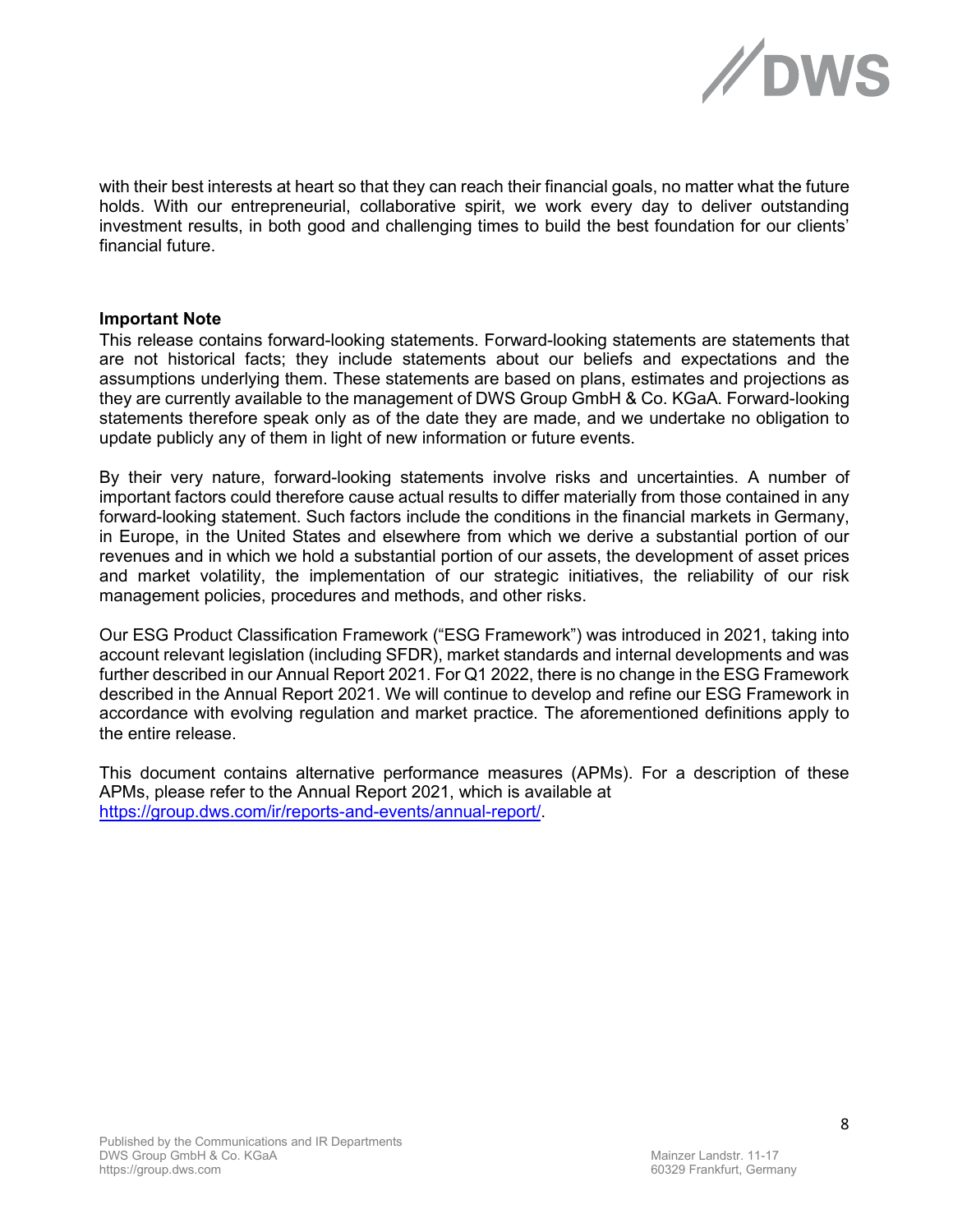with their best interests at heart so that they can reach their financial goals, no matter what the future holds. With our entrepreneurial, collaborative spirit, we work every day to deliver outstanding investment results, in both good and challenging times to build the best foundation for our clients' financial future.

**Important Note**

This release contains forward-looking statements. Forward-looking statements are statements that are not historical facts; they include statements about our beliefs and expectations and the assumptions underlying them. These statements are based on plans, estimates and projections as they are currently available to the management of DWS Group GmbH & Co. KGaA. Forward-looking statements therefore speak only as of the date they are made, and we undertake no obligation to update publicly any of them in light of new information or future events.

By their very nature, forward-looking statements involve risks and uncertainties. A number of important factors could therefore cause actual results to differ materially from those contained in any forward-looking statement. Such factors include the conditions in the financial markets in Germany, in Europe, in the United States and elsewhere from which we derive a substantial portion of our revenues and in which we hold a substantial portion of our assets, the development of asset prices and market volatility, the implementation of our strategic initiatives, the reliability of our risk management policies, procedures and methods, and other risks.

Our ESG Product Classification Framework ("ESG Framework") was introduced in 2021, taking into account relevant legislation (including SFDR), market standards and internal developments and was further described in our Annual Report 2021. For Q1 2022, there is no change in the ESG Framework described in the Annual Report 2021. We will continue to develop and refine our ESG Framework in accordance with evolving regulation and market practice. The aforementioned definitions apply to the entire release.

This document contains alternative performance measures (APMs). For a description of these APMs, please refer to the Annual Report 2021, which is available at [https://group.dws.com/ir/reports-and-events/annual-report/](https://group.dws.com/ir/reports-and-events/annual-report/).